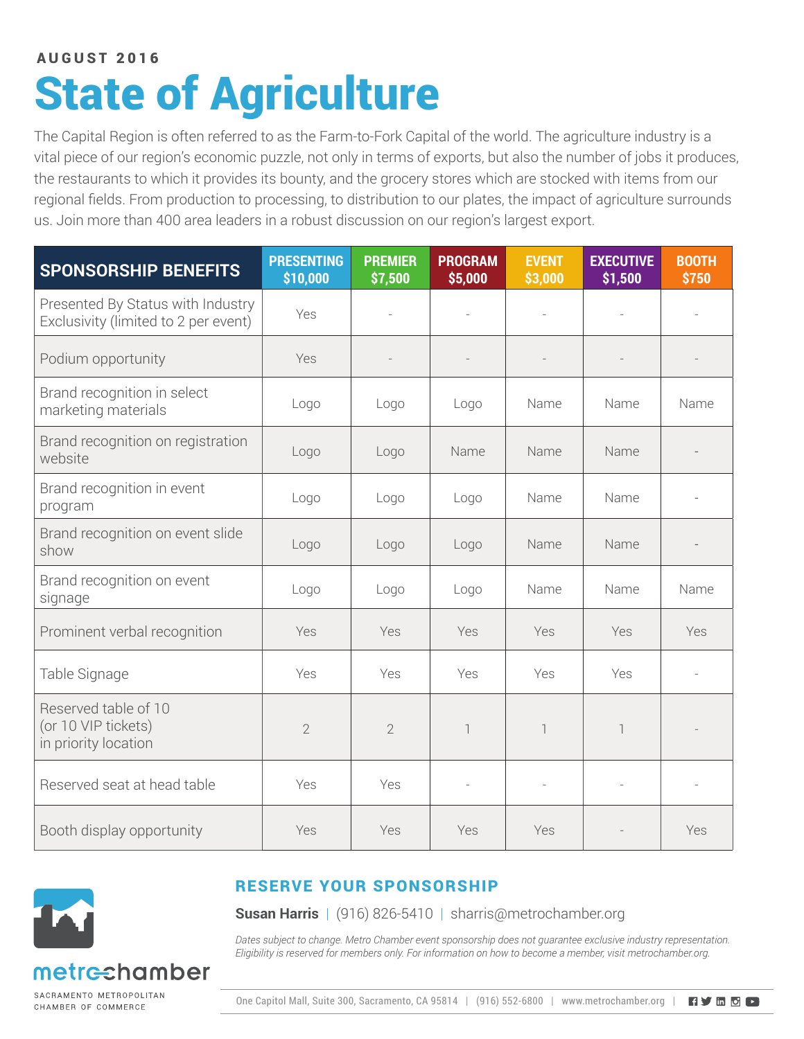AUGUST 2016

# State of Agriculture

The Capital Region is often referred to as the Farm-to-Fork Capital of the world. The agriculture industry is a vital piece of our region's economic puzzle, not only in terms of exports, but also the number of jobs it produces, the restaurants to which it provides its bounty, and the grocery stores which are stocked with items from our regional fields. From production to processing, to distribution to our plates, the impact of agriculture surrounds us. Join more than 400 area leaders in a robust discussion on our region's largest export.

| SPONSORSHIP BENEFITS | PRESENTING $10,000 | PREMIER $7,500 | PROGRAM $5,000 | EVENT $3,000 | EXECUTIVE $1,500 | BOOTH $750 |
|---|---|---|---|---|---|---|
| Presented By Status with Industry Exclusivity (limited to 2 per event) | Yes | - | - | - | - | - |
| Podium opportunity | Yes | - | - | - | - | - |
| Brand recognition in select marketing materials | Logo | Logo | Logo | Name | Name | Name |
| Brand recognition on registration website | Logo | Logo | Name | Name | Name | - |
| Brand recognition in event program | Logo | Logo | Logo | Name | Name | - |
| Brand recognition on event slide show | Logo | Logo | Logo | Name | Name | - |
| Brand recognition on event signage | Logo | Logo | Logo | Name | Name | Name |
| Prominent verbal recognition | Yes | Yes | Yes | Yes | Yes | Yes |
| Table Signage | Yes | Yes | Yes | Yes | Yes | - |
| Reserved table of 10 (or 10 VIP tickets) in priority location | 2 | 2 | 1 | 1 | 1 | - |
| Reserved seat at head table | Yes | Yes | - | - | - | - |
| Booth display opportunity | Yes | Yes | Yes | Yes | - | Yes |

metrochamber

SACRAMENTO METROPOLITAN CHAMBER OF COMMERCE

## RESERVE YOUR SPONSORSHIP

**Susan Harris** | (916) 826-5410 | sharris@metrochamber.org

*Dates subject to change. Metro Chamber event sponsorship does not guarantee exclusive industry representation. Eligibility is reserved for members only. For information on how to become a member, visit metrochamber.org.*

One Capitol Mall, Suite 300, Sacramento, CA 95814 | (916) 552-6800 | www.metrochamber.org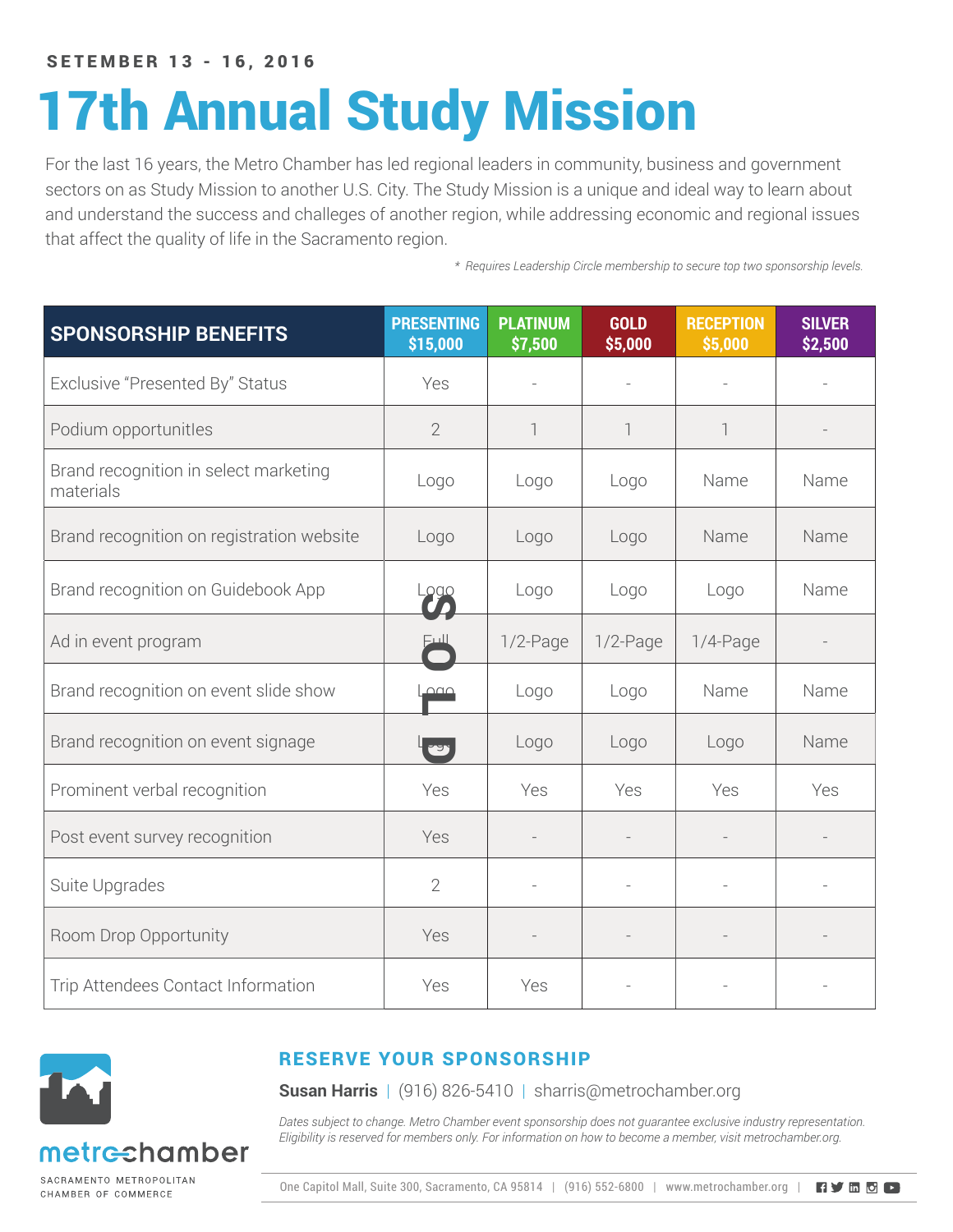**SETEMBER 13 - 16, 2016**

# 17th Annual Study Mission

For the last 16 years, the Metro Chamber has led regional leaders in community, business and government sectors on as Study Mission to another U.S. City. The Study Mission is a unique and ideal way to learn about and understand the success and challeges of another region, while addressing economic and regional issues that affect the quality of life in the Sacramento region.

*\* Requires Leadership Circle membership to secure top two sponsorship levels.*

| SPONSORSHIP BENEFITS | PRESENTING $15,000 | PLATINUM $7,500 | GOLD $5,000 | RECEPTION $5,000 | SILVER $2,500 |
|---|---|---|---|---|---|
| Exclusive “Presented By” Status | Yes | - | - | - | - |
| Podium opportunitIes | 2 | 1 | 1 | 1 | - |
| Brand recognition in select marketing materials | Logo | Logo | Logo | Name | Name |
| Brand recognition on registration website | Logo | Logo | Logo | Name | Name |
| Brand recognition on Guidebook App | Logo | Logo | Logo | Logo | Name |
| Ad in event program | Full | 1/2-Page | 1/2-Page | 1/4-Page | - |
| Brand recognition on event slide show | Logo | Logo | Logo | Name | Name |
| Brand recognition on event signage | Logo | Logo | Logo | Logo | Name |
| Prominent verbal recognition | Yes | Yes | Yes | Yes | Yes |
| Post event survey recognition | Yes | - | - | - | - |
| Suite Upgrades | 2 | - | - | - | - |
| Room Drop Opportunity | Yes | - | - | - | - |
| Trip Attendees Contact Information | Yes | Yes | - | - | - |

SOLD

metrochamber

SACRAMENTO METROPOLITAN CHAMBER OF COMMERCE

## RESERVE YOUR SPONSORSHIP

**Susan Harris** | (916) 826-5410 | sharris@metrochamber.org

*Dates subject to change. Metro Chamber event sponsorship does not guarantee exclusive industry representation. Eligibility is reserved for members only. For information on how to become a member, visit metrochamber.org.*

One Capitol Mall, Suite 300, Sacramento, CA 95814 | (916) 552-6800 | www.metrochamber.org |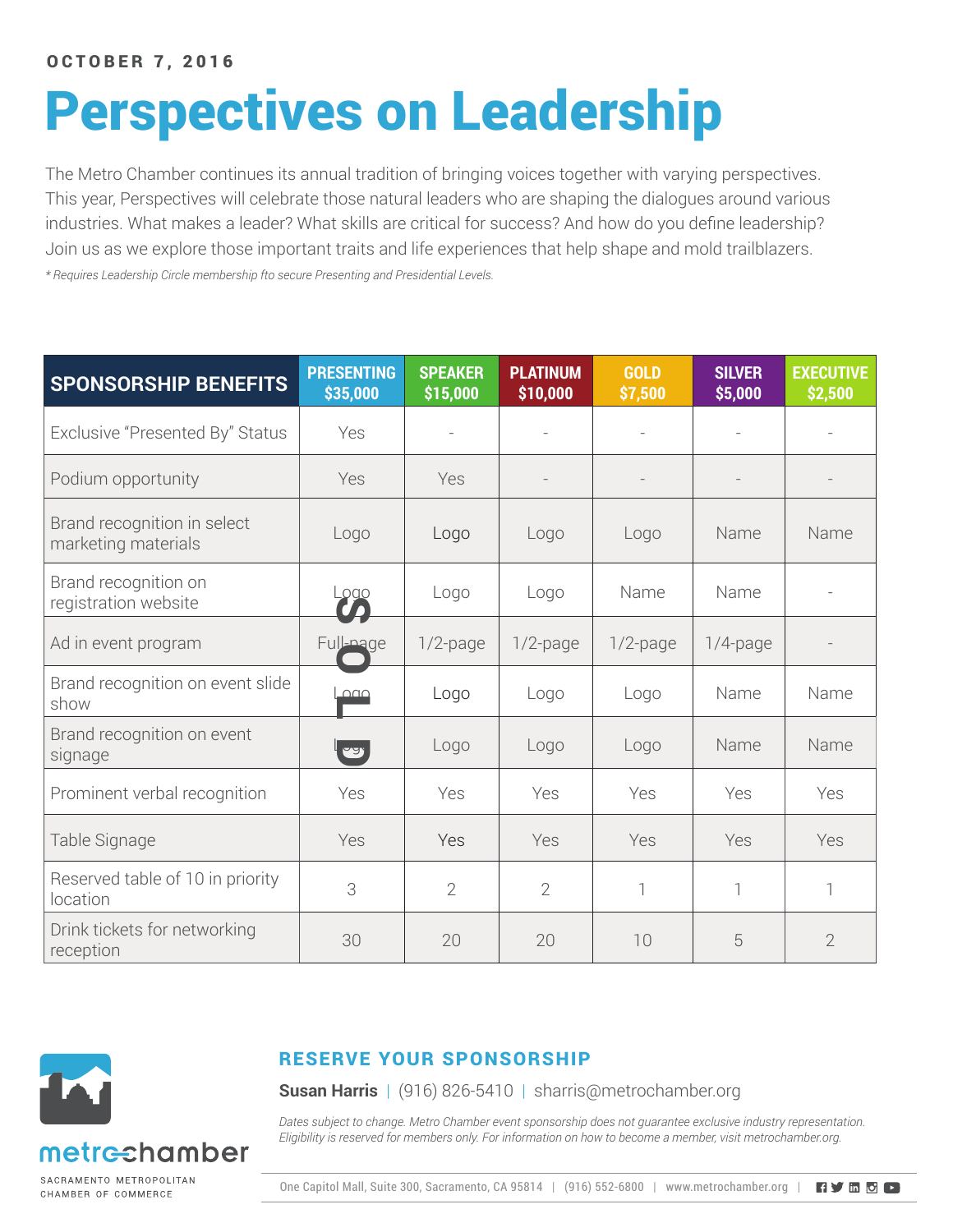OCTOBER 7, 2016

# Perspectives on Leadership

The Metro Chamber continues its annual tradition of bringing voices together with varying perspectives. This year, Perspectives will celebrate those natural leaders who are shaping the dialogues around various industries. What makes a leader? What skills are critical for success? And how do you define leadership? Join us as we explore those important traits and life experiences that help shape and mold trailblazers.

*\* Requires Leadership Circle membership fto secure Presenting and Presidential Levels.*

| SPONSORSHIP BENEFITS | PRESENTING $35,000 (SOLD) | SPEAKER $15,000 | PLATINUM $10,000 | GOLD $7,500 | SILVER $5,000 | EXECUTIVE $2,500 |
|---|---|---|---|---|---|---|
| Exclusive "Presented By" Status | Yes | - | - | - | - | - |
| Podium opportunity | Yes | Yes | - | - | - | - |
| Brand recognition in select marketing materials | Logo | Logo | Logo | Logo | Name | Name |
| Brand recognition on registration website | Logo | Logo | Logo | Name | Name | - |
| Ad in event program | Full-page | 1/2-page | 1/2-page | 1/2-page | 1/4-page | - |
| Brand recognition on event slide show | Logo | Logo | Logo | Logo | Name | Name |
| Brand recognition on event signage | Logo | Logo | Logo | Logo | Name | Name |
| Prominent verbal recognition | Yes | Yes | Yes | Yes | Yes | Yes |
| Table Signage | Yes | Yes | Yes | Yes | Yes | Yes |
| Reserved table of 10 in priority location | 3 | 2 | 2 | 1 | 1 | 1 |
| Drink tickets for networking reception | 30 | 20 | 20 | 10 | 5 | 2 |

## RESERVE YOUR SPONSORSHIP

**Susan Harris** | (916) 826-5410 | sharris@metrochamber.org

*Dates subject to change. Metro Chamber event sponsorship does not guarantee exclusive industry representation. Eligibility is reserved for members only. For information on how to become a member, visit metrochamber.org.*

metrochamber

SACRAMENTO METROPOLITAN CHAMBER OF COMMERCE

One Capitol Mall, Suite 300, Sacramento, CA 95814 | (916) 552-6800 | www.metrochamber.org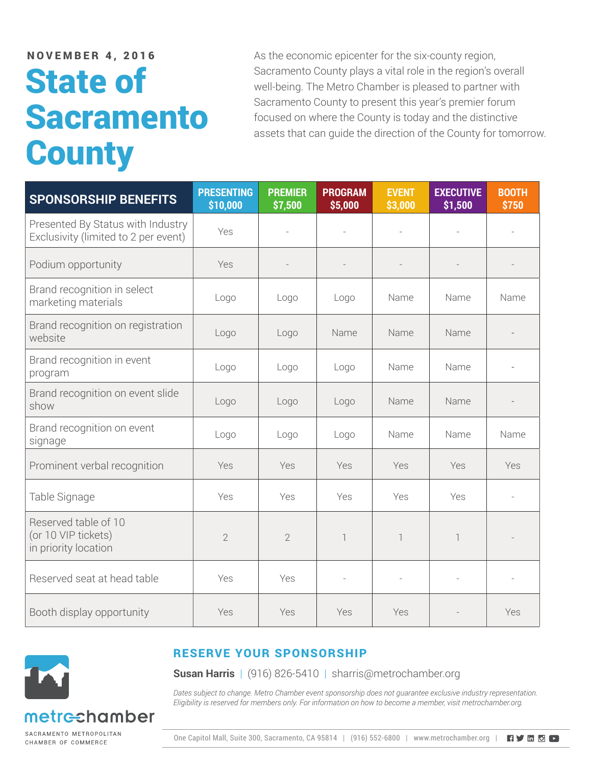**NOVEMBER 4, 2016**

# State of Sacramento County

As the economic epicenter for the six-county region, Sacramento County plays a vital role in the region's overall well-being. The Metro Chamber is pleased to partner with Sacramento County to present this year's premier forum focused on where the County is today and the distinctive assets that can guide the direction of the County for tomorrow.

| SPONSORSHIP BENEFITS | PRESENTING $10,000 | PREMIER $7,500 | PROGRAM $5,000 | EVENT $3,000 | EXECUTIVE $1,500 | BOOTH $750 |
|---|---|---|---|---|---|---|
| Presented By Status with Industry Exclusivity (limited to 2 per event) | Yes | - | - | - | - | - |
| Podium opportunity | Yes | - | - | - | - | - |
| Brand recognition in select marketing materials | Logo | Logo | Logo | Name | Name | Name |
| Brand recognition on registration website | Logo | Logo | Name | Name | Name | - |
| Brand recognition in event program | Logo | Logo | Logo | Name | Name | - |
| Brand recognition on event slide show | Logo | Logo | Logo | Name | Name | - |
| Brand recognition on event signage | Logo | Logo | Logo | Name | Name | Name |
| Prominent verbal recognition | Yes | Yes | Yes | Yes | Yes | Yes |
| Table Signage | Yes | Yes | Yes | Yes | Yes | - |
| Reserved table of 10 (or 10 VIP tickets) in priority location | 2 | 2 | 1 | 1 | 1 | - |
| Reserved seat at head table | Yes | Yes | - | - | - | - |
| Booth display opportunity | Yes | Yes | Yes | Yes | - | Yes |

## RESERVE YOUR SPONSORSHIP

**Susan Harris** | (916) 826-5410 | sharris@metrochamber.org

*Dates subject to change. Metro Chamber event sponsorship does not guarantee exclusive industry representation. Eligibility is reserved for members only. For information on how to become a member, visit metrochamber.org.*

metrochamber

SACRAMENTO METROPOLITAN CHAMBER OF COMMERCE

One Capitol Mall, Suite 300, Sacramento, CA 95814 | (916) 552-6800 | www.metrochamber.org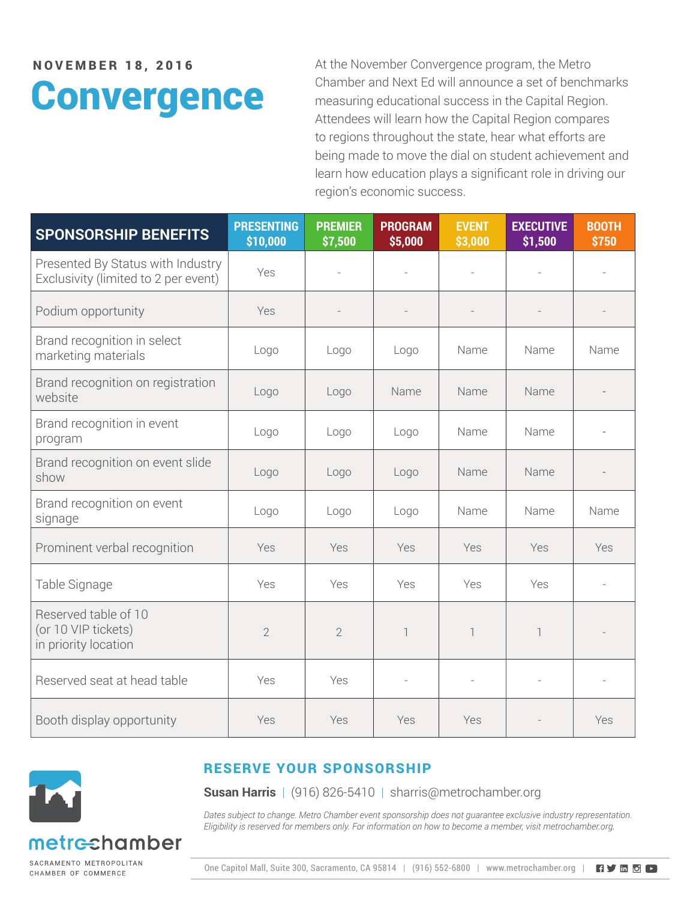**NOVEMBER 18, 2016**

# Convergence

At the November Convergence program, the Metro Chamber and Next Ed will announce a set of benchmarks measuring educational success in the Capital Region. Attendees will learn how the Capital Region compares to regions throughout the state, hear what efforts are being made to move the dial on student achievement and learn how education plays a significant role in driving our region's economic success.

| SPONSORSHIP BENEFITS | PRESENTING $10,000 | PREMIER $7,500 | PROGRAM $5,000 | EVENT $3,000 | EXECUTIVE $1,500 | BOOTH $750 |
|---|---|---|---|---|---|---|
| Presented By Status with Industry Exclusivity (limited to 2 per event) | Yes | - | - | - | - | - |
| Podium opportunity | Yes | - | - | - | - | - |
| Brand recognition in select marketing materials | Logo | Logo | Logo | Name | Name | Name |
| Brand recognition on registration website | Logo | Logo | Name | Name | Name | - |
| Brand recognition in event program | Logo | Logo | Logo | Name | Name | - |
| Brand recognition on event slide show | Logo | Logo | Logo | Name | Name | - |
| Brand recognition on event signage | Logo | Logo | Logo | Name | Name | Name |
| Prominent verbal recognition | Yes | Yes | Yes | Yes | Yes | Yes |
| Table Signage | Yes | Yes | Yes | Yes | Yes | - |
| Reserved table of 10 (or 10 VIP tickets) in priority location | 2 | 2 | 1 | 1 | 1 | - |
| Reserved seat at head table | Yes | Yes | - | - | - | - |
| Booth display opportunity | Yes | Yes | Yes | Yes | - | Yes |

## RESERVE YOUR SPONSORSHIP

**Susan Harris** | (916) 826-5410 | sharris@metrochamber.org

*Dates subject to change. Metro Chamber event sponsorship does not guarantee exclusive industry representation. Eligibility is reserved for members only. For information on how to become a member, visit metrochamber.org.*

metrochamber
SACRAMENTO METROPOLITAN CHAMBER OF COMMERCE

One Capitol Mall, Suite 300, Sacramento, CA 95814 | (916) 552-6800 | www.metrochamber.org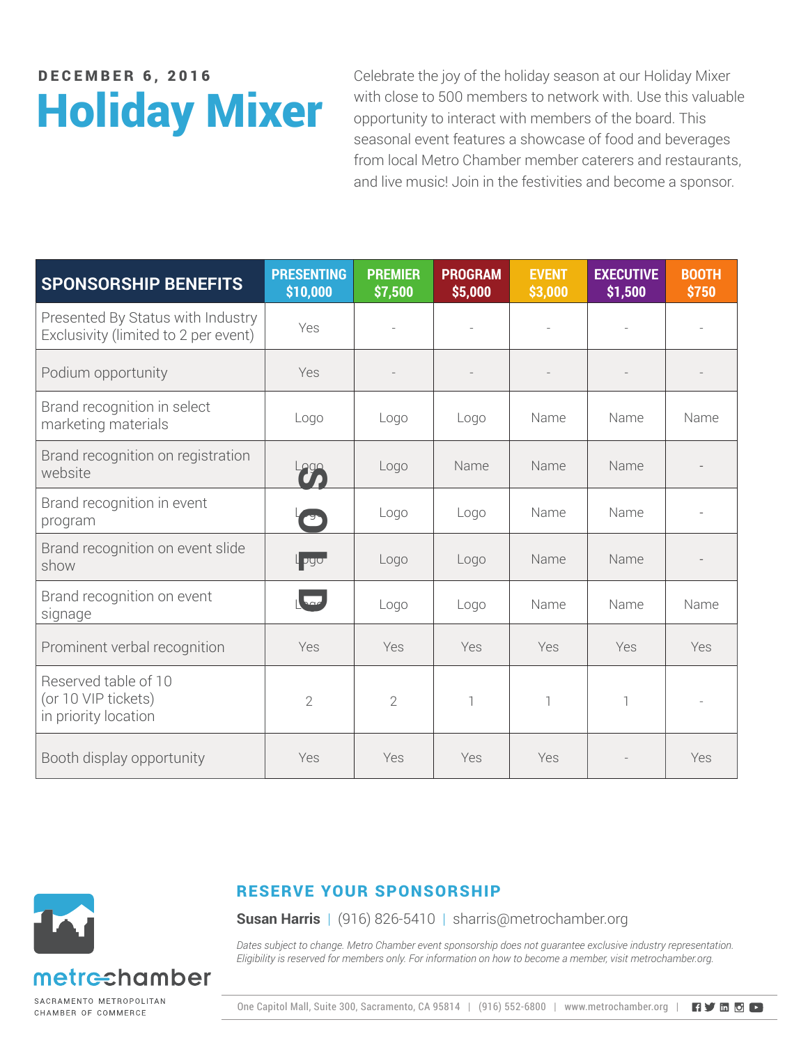DECEMBER 6, 2016

# Holiday Mixer

Celebrate the joy of the holiday season at our Holiday Mixer with close to 500 members to network with. Use this valuable opportunity to interact with members of the board. This seasonal event features a showcase of food and beverages from local Metro Chamber member caterers and restaurants, and live music! Join in the festivities and become a sponsor.

| SPONSORSHIP BENEFITS | PRESENTING $10,000 | PREMIER $7,500 | PROGRAM $5,000 | EVENT $3,000 | EXECUTIVE $1,500 | BOOTH $750 |
|---|---|---|---|---|---|---|
| Presented By Status with Industry Exclusivity (limited to 2 per event) | Yes | - | - | - | - | - |
| Podium opportunity | Yes | - | - | - | - | - |
| Brand recognition in select marketing materials | Logo | Logo | Logo | Name | Name | Name |
| Brand recognition on registration website | Logo | Logo | Name | Name | Name | - |
| Brand recognition in event program | Logo | Logo | Logo | Name | Name | - |
| Brand recognition on event slide show | Logo | Logo | Logo | Name | Name | - |
| Brand recognition on event signage | Logo | Logo | Logo | Name | Name | Name |
| Prominent verbal recognition | Yes | Yes | Yes | Yes | Yes | Yes |
| Reserved table of 10 (or 10 VIP tickets) in priority location | 2 | 2 | 1 | 1 | 1 | - |
| Booth display opportunity | Yes | Yes | Yes | Yes | - | Yes |

SOLD

## RESERVE YOUR SPONSORSHIP

**Susan Harris** | (916) 826-5410 | sharris@metrochamber.org

*Dates subject to change. Metro Chamber event sponsorship does not guarantee exclusive industry representation. Eligibility is reserved for members only. For information on how to become a member, visit metrochamber.org.*

metrochamber

SACRAMENTO METROPOLITAN CHAMBER OF COMMERCE

One Capitol Mall, Suite 300, Sacramento, CA 95814 | (916) 552-6800 | www.metrochamber.org |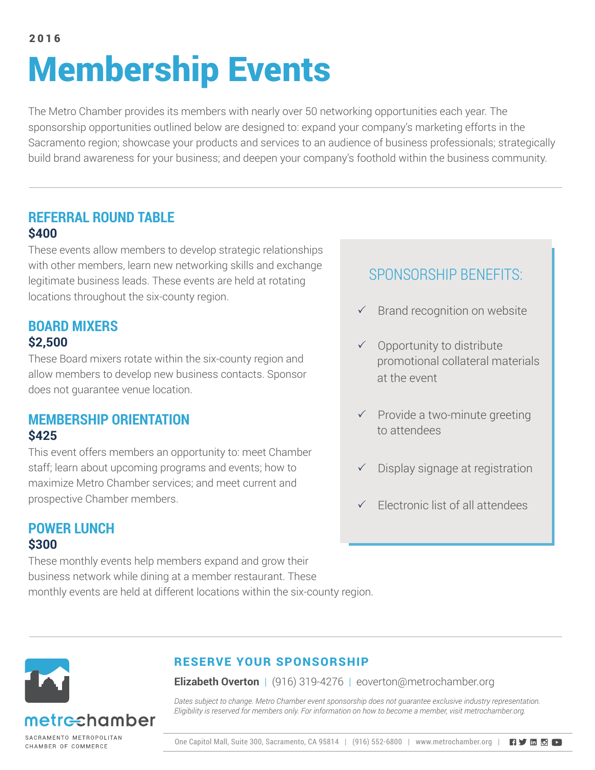2016

# Membership Events

The Metro Chamber provides its members with nearly over 50 networking opportunities each year. The sponsorship opportunities outlined below are designed to: expand your company's marketing efforts in the Sacramento region; showcase your products and services to an audience of business professionals; strategically build brand awareness for your business; and deepen your company's foothold within the business community.

---

## REFERRAL ROUND TABLE

**$400**

These events allow members to develop strategic relationships with other members, learn new networking skills and exchange legitimate business leads. These events are held at rotating locations throughout the six-county region.

## BOARD MIXERS

**$2,500**

These Board mixers rotate within the six-county region and allow members to develop new business contacts. Sponsor does not guarantee venue location.

## MEMBERSHIP ORIENTATION

**$425**

This event offers members an opportunity to: meet Chamber staff; learn about upcoming programs and events; how to maximize Metro Chamber services; and meet current and prospective Chamber members.

## POWER LUNCH

**$300**

These monthly events help members expand and grow their business network while dining at a member restaurant. These monthly events are held at different locations within the six-county region.

## SPONSORSHIP BENEFITS:

- ✓ Brand recognition on website
- ✓ Opportunity to distribute promotional collateral materials at the event
- ✓ Provide a two-minute greeting to attendees
- ✓ Display signage at registration
- ✓ Electronic list of all attendees

---

metrochamber

SACRAMENTO METROPOLITAN CHAMBER OF COMMERCE

## RESERVE YOUR SPONSORSHIP

**Elizabeth Overton** | (916) 319-4276 | eoverton@metrochamber.org

*Dates subject to change. Metro Chamber event sponsorship does not guarantee exclusive industry representation. Eligibility is reserved for members only. For information on how to become a member, visit metrochamber.org.*

One Capitol Mall, Suite 300, Sacramento, CA 95814 | (916) 552-6800 | www.metrochamber.org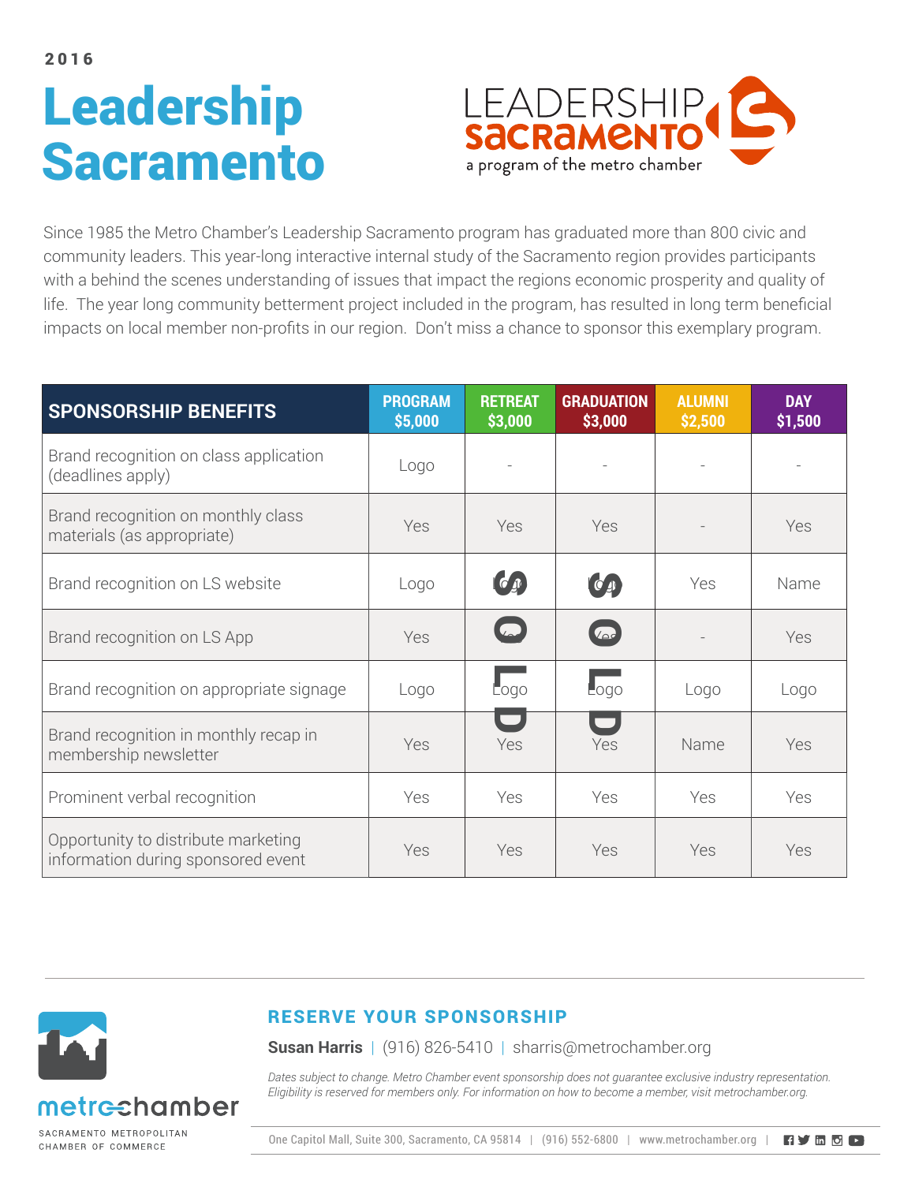2016

# Leadership Sacramento

LEADERSHIP SACRAMENTO
a program of the metro chamber

Since 1985 the Metro Chamber's Leadership Sacramento program has graduated more than 800 civic and community leaders. This year-long interactive internal study of the Sacramento region provides participants with a behind the scenes understanding of issues that impact the regions economic prosperity and quality of life. The year long community betterment project included in the program, has resulted in long term beneficial impacts on local member non-profits in our region. Don't miss a chance to sponsor this exemplary program.

| SPONSORSHIP BENEFITS | PROGRAM $5,000 | RETREAT $3,000 (SOLD) | GRADUATION $3,000 (SOLD) | ALUMNI $2,500 | DAY $1,500 |
|---|---|---|---|---|---|
| Brand recognition on class application (deadlines apply) | Logo | - | - | - | - |
| Brand recognition on monthly class materials (as appropriate) | Yes | Yes | Yes | - | Yes |
| Brand recognition on LS website | Logo | Logo | Logo | Yes | Name |
| Brand recognition on LS App | Yes | Yes | Yes | - | Yes |
| Brand recognition on appropriate signage | Logo | Logo | Logo | Logo | Logo |
| Brand recognition in monthly recap in membership newsletter | Yes | Yes | Yes | Name | Yes |
| Prominent verbal recognition | Yes | Yes | Yes | Yes | Yes |
| Opportunity to distribute marketing information during sponsored event | Yes | Yes | Yes | Yes | Yes |

metrochamber
SACRAMENTO METROPOLITAN CHAMBER OF COMMERCE

## RESERVE YOUR SPONSORSHIP

**Susan Harris** | (916) 826-5410 | sharris@metrochamber.org

*Dates subject to change. Metro Chamber event sponsorship does not guarantee exclusive industry representation. Eligibility is reserved for members only. For information on how to become a member, visit metrochamber.org.*

One Capitol Mall, Suite 300, Sacramento, CA 95814 | (916) 552-6800 | www.metrochamber.org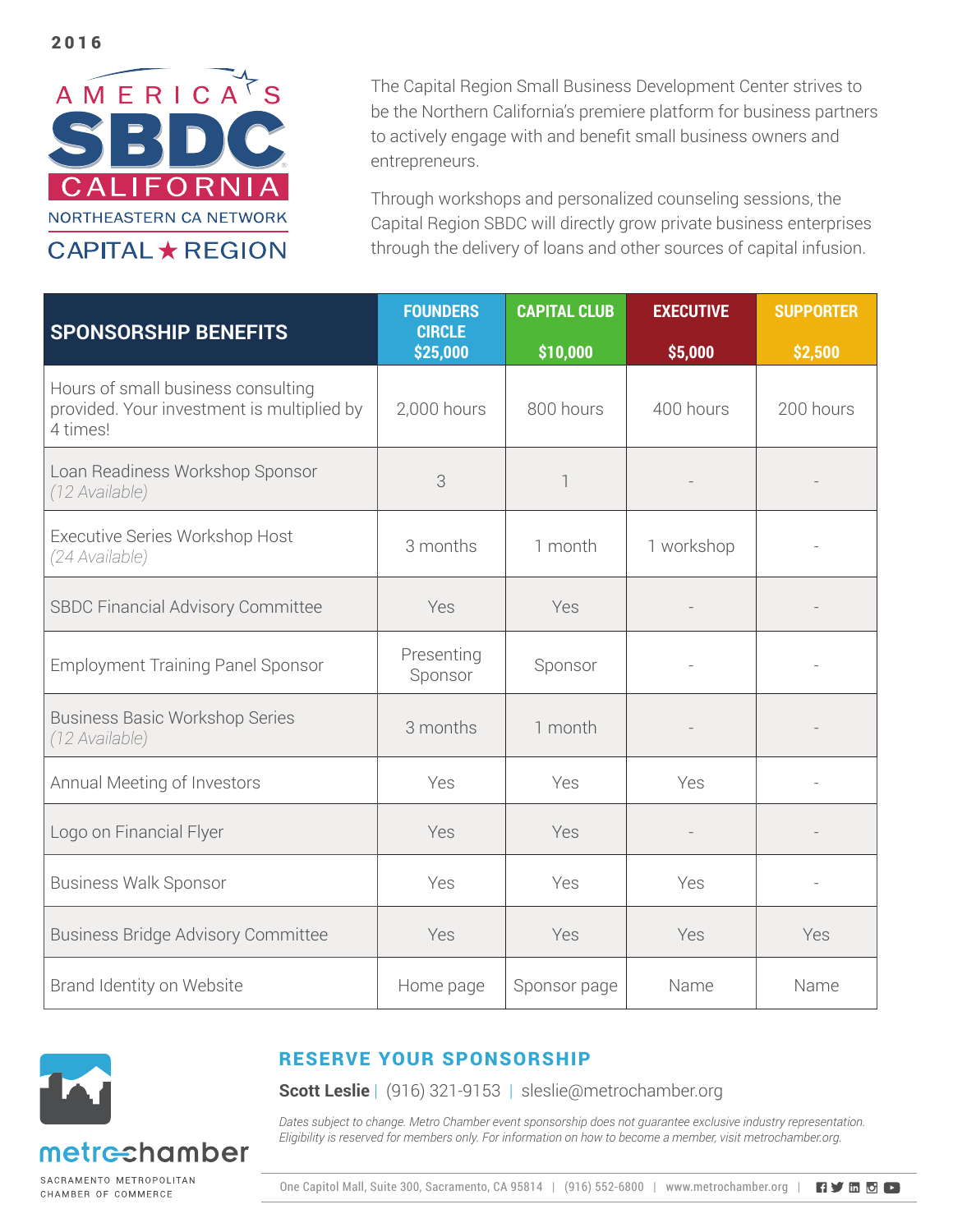2016

AMERICA'S SBDC CALIFORNIA
NORTHEASTERN CA NETWORK
CAPITAL ★ REGION

The Capital Region Small Business Development Center strives to be the Northern California's premiere platform for business partners to actively engage with and benefit small business owners and entrepreneurs.

Through workshops and personalized counseling sessions, the Capital Region SBDC will directly grow private business enterprises through the delivery of loans and other sources of capital infusion.

| SPONSORSHIP BENEFITS | FOUNDERS CIRCLE $25,000 | CAPITAL CLUB $10,000 | EXECUTIVE $5,000 | SUPPORTER $2,500 |
|---|---|---|---|---|
| Hours of small business consulting provided. Your investment is multiplied by 4 times! | 2,000 hours | 800 hours | 400 hours | 200 hours |
| Loan Readiness Workshop Sponsor *(12 Available)* | 3 | 1 | - | - |
| Executive Series Workshop Host *(24 Available)* | 3 months | 1 month | 1 workshop | - |
| SBDC Financial Advisory Committee | Yes | Yes | - | - |
| Employment Training Panel Sponsor | Presenting Sponsor | Sponsor | - | - |
| Business Basic Workshop Series *(12 Available)* | 3 months | 1 month | - | - |
| Annual Meeting of Investors | Yes | Yes | Yes | - |
| Logo on Financial Flyer | Yes | Yes | - | - |
| Business Walk Sponsor | Yes | Yes | Yes | - |
| Business Bridge Advisory Committee | Yes | Yes | Yes | Yes |
| Brand Identity on Website | Home page | Sponsor page | Name | Name |

metrochamber
SACRAMENTO METROPOLITAN CHAMBER OF COMMERCE

## RESERVE YOUR SPONSORSHIP

**Scott Leslie** | (916) 321-9153 | sleslie@metrochamber.org

*Dates subject to change. Metro Chamber event sponsorship does not guarantee exclusive industry representation. Eligibility is reserved for members only. For information on how to become a member, visit metrochamber.org.*

One Capitol Mall, Suite 300, Sacramento, CA 95814 | (916) 552-6800 | www.metrochamber.org |